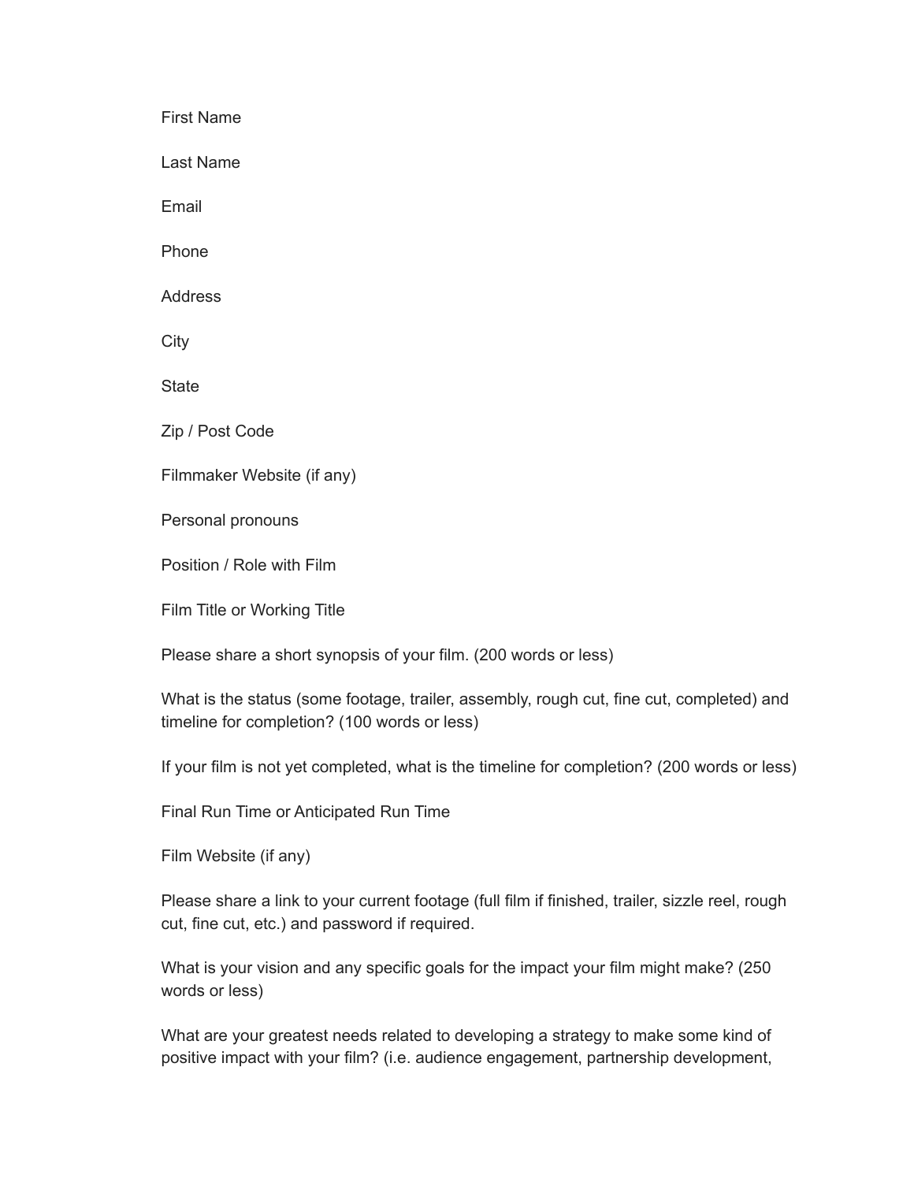First Name

Last Name

Email

Phone

Address

City

State

Zip / Post Code

Filmmaker Website (if any)

Personal pronouns

Position / Role with Film

Film Title or Working Title

Please share a short synopsis of your film. (200 words or less)

What is the status (some footage, trailer, assembly, rough cut, fine cut, completed) and timeline for completion? (100 words or less)

If your film is not yet completed, what is the timeline for completion? (200 words or less)

Final Run Time or Anticipated Run Time

Film Website (if any)

Please share a link to your current footage (full film if finished, trailer, sizzle reel, rough cut, fine cut, etc.) and password if required.

What is your vision and any specific goals for the impact your film might make? (250 words or less)

What are your greatest needs related to developing a strategy to make some kind of positive impact with your film? (i.e. audience engagement, partnership development,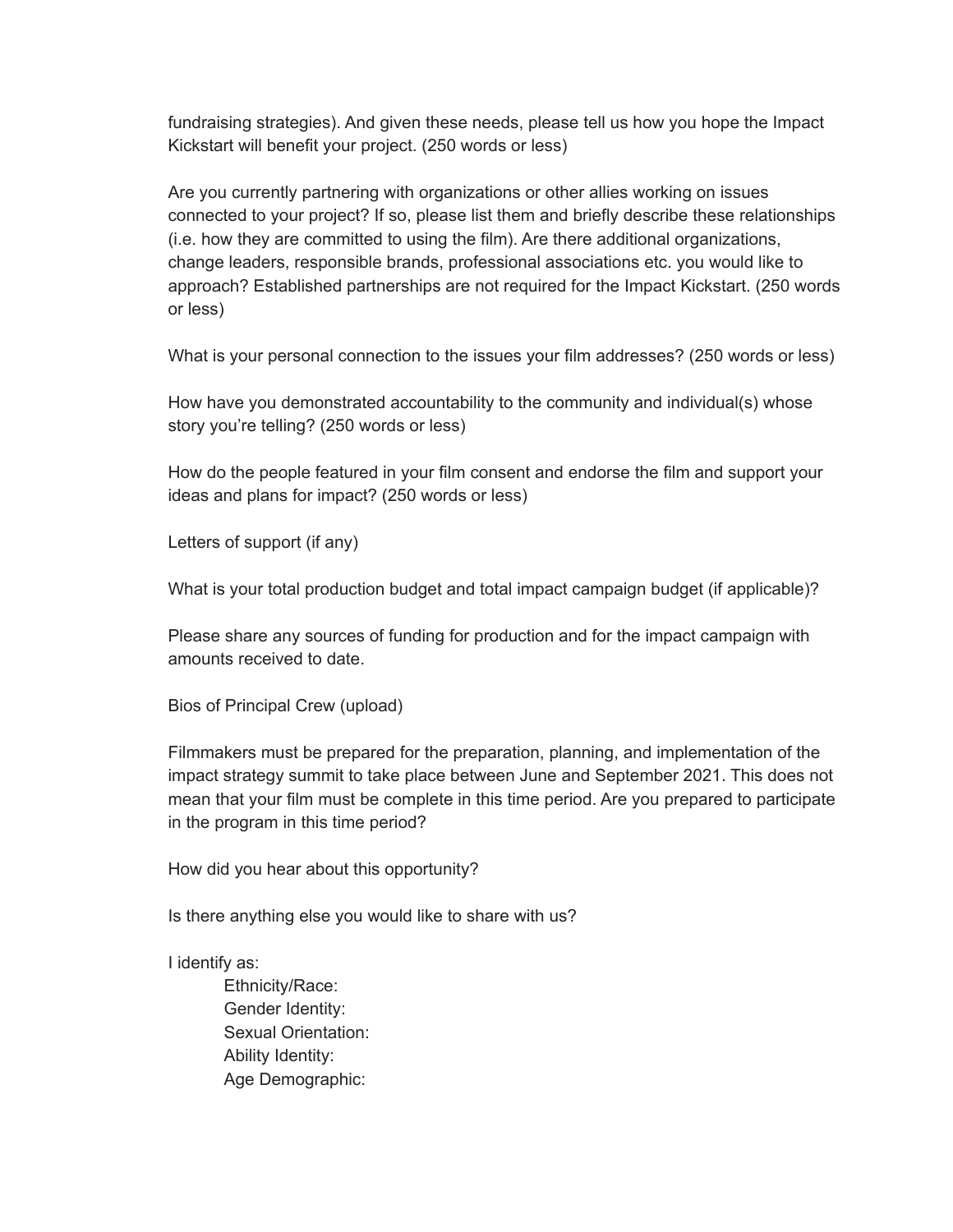fundraising strategies). And given these needs, please tell us how you hope the Impact Kickstart will benefit your project. (250 words or less)

Are you currently partnering with organizations or other allies working on issues connected to your project? If so, please list them and briefly describe these relationships (i.e. how they are committed to using the film). Are there additional organizations, change leaders, responsible brands, professional associations etc. you would like to approach? Established partnerships are not required for the Impact Kickstart. (250 words or less)

What is your personal connection to the issues your film addresses? (250 words or less)

How have you demonstrated accountability to the community and individual(s) whose story you're telling? (250 words or less)

How do the people featured in your film consent and endorse the film and support your ideas and plans for impact? (250 words or less)

Letters of support (if any)

What is your total production budget and total impact campaign budget (if applicable)?

Please share any sources of funding for production and for the impact campaign with amounts received to date.

Bios of Principal Crew (upload)

Filmmakers must be prepared for the preparation, planning, and implementation of the impact strategy summit to take place between June and September 2021. This does not mean that your film must be complete in this time period. Are you prepared to participate in the program in this time period?

How did you hear about this opportunity?

Is there anything else you would like to share with us?

I identify as:

- Ethnicity/Race:
- Gender Identity:
- Sexual Orientation:
- Ability Identity:
- Age Demographic: